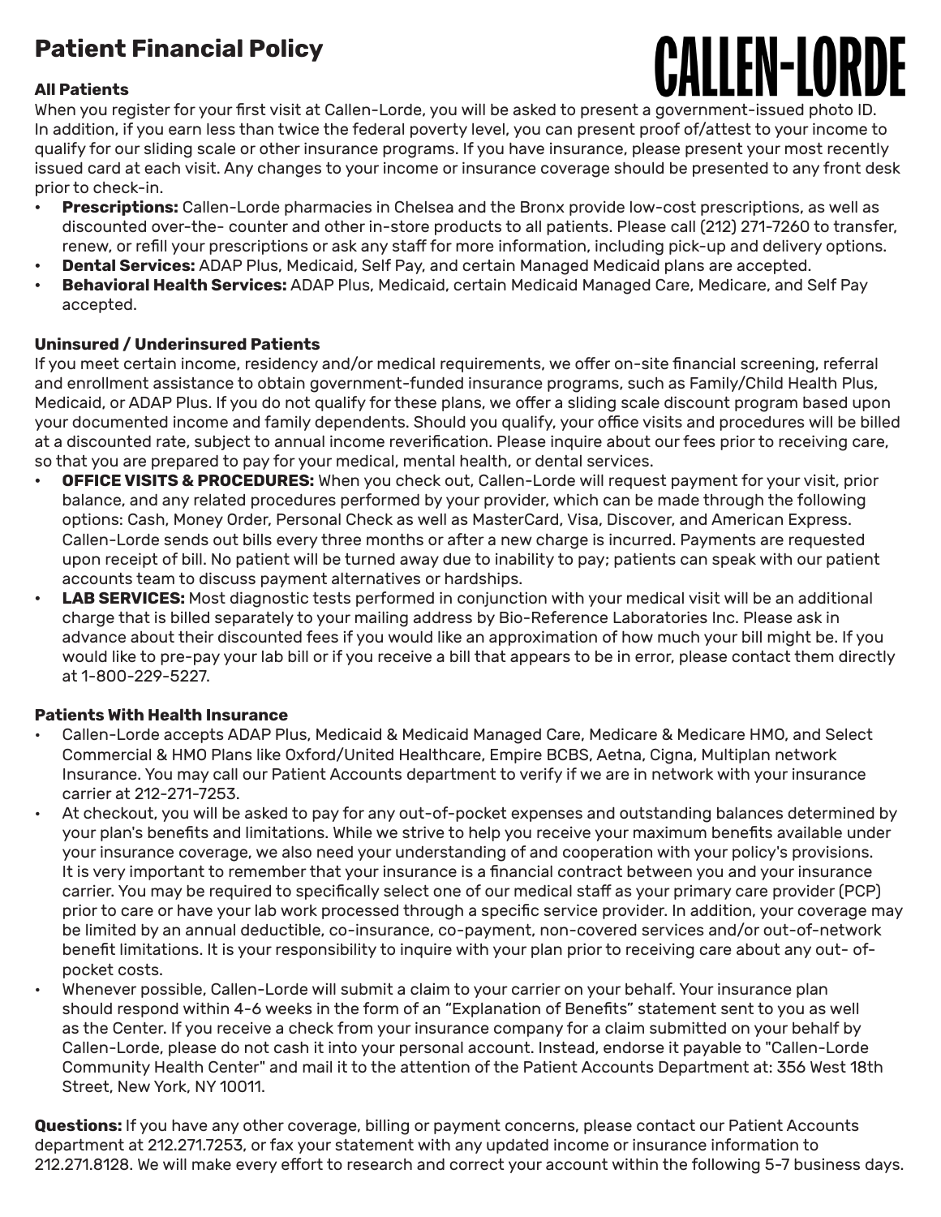# Patient Financial Policy

CALLEN-LORDE

**All Patients**

When you register for your first visit at Callen-Lorde, you will be asked to present a government-issued photo ID. In addition, if you earn less than twice the federal poverty level, you can present proof of/attest to your income to qualify for our sliding scale or other insurance programs. If you have insurance, please present your most recently issued card at each visit. Any changes to your income or insurance coverage should be presented to any front desk prior to check-in.

- **Prescriptions:** Callen-Lorde pharmacies in Chelsea and the Bronx provide low-cost prescriptions, as well as discounted over-the- counter and other in-store products to all patients. Please call (212) 271-7260 to transfer, renew, or refill your prescriptions or ask any staff for more information, including pick-up and delivery options.
- **Dental Services:** ADAP Plus, Medicaid, Self Pay, and certain Managed Medicaid plans are accepted.
- **Behavioral Health Services:** ADAP Plus, Medicaid, certain Medicaid Managed Care, Medicare, and Self Pay accepted.

**Uninsured / Underinsured Patients**

If you meet certain income, residency and/or medical requirements, we offer on-site financial screening, referral and enrollment assistance to obtain government-funded insurance programs, such as Family/Child Health Plus, Medicaid, or ADAP Plus. If you do not qualify for these plans, we offer a sliding scale discount program based upon your documented income and family dependents. Should you qualify, your office visits and procedures will be billed at a discounted rate, subject to annual income reverification. Please inquire about our fees prior to receiving care, so that you are prepared to pay for your medical, mental health, or dental services.

- **OFFICE VISITS & PROCEDURES:** When you check out, Callen-Lorde will request payment for your visit, prior balance, and any related procedures performed by your provider, which can be made through the following options: Cash, Money Order, Personal Check as well as MasterCard, Visa, Discover, and American Express. Callen-Lorde sends out bills every three months or after a new charge is incurred. Payments are requested upon receipt of bill. No patient will be turned away due to inability to pay; patients can speak with our patient accounts team to discuss payment alternatives or hardships.
- **LAB SERVICES:** Most diagnostic tests performed in conjunction with your medical visit will be an additional charge that is billed separately to your mailing address by Bio-Reference Laboratories Inc. Please ask in advance about their discounted fees if you would like an approximation of how much your bill might be. If you would like to pre-pay your lab bill or if you receive a bill that appears to be in error, please contact them directly at 1-800-229-5227.

**Patients With Health Insurance**

- Callen-Lorde accepts ADAP Plus, Medicaid & Medicaid Managed Care, Medicare & Medicare HMO, and Select Commercial & HMO Plans like Oxford/United Healthcare, Empire BCBS, Aetna, Cigna, Multiplan network Insurance. You may call our Patient Accounts department to verify if we are in network with your insurance carrier at 212-271-7253.
- At checkout, you will be asked to pay for any out-of-pocket expenses and outstanding balances determined by your plan's benefits and limitations. While we strive to help you receive your maximum benefits available under your insurance coverage, we also need your understanding of and cooperation with your policy's provisions. It is very important to remember that your insurance is a financial contract between you and your insurance carrier. You may be required to specifically select one of our medical staff as your primary care provider (PCP) prior to care or have your lab work processed through a specific service provider. In addition, your coverage may be limited by an annual deductible, co-insurance, co-payment, non-covered services and/or out-of-network benefit limitations. It is your responsibility to inquire with your plan prior to receiving care about any out- of-pocket costs.
- Whenever possible, Callen-Lorde will submit a claim to your carrier on your behalf. Your insurance plan should respond within 4-6 weeks in the form of an "Explanation of Benefits" statement sent to you as well as the Center. If you receive a check from your insurance company for a claim submitted on your behalf by Callen-Lorde, please do not cash it into your personal account. Instead, endorse it payable to "Callen-Lorde Community Health Center" and mail it to the attention of the Patient Accounts Department at: 356 West 18th Street, New York, NY 10011.

**Questions:** If you have any other coverage, billing or payment concerns, please contact our Patient Accounts department at 212.271.7253, or fax your statement with any updated income or insurance information to 212.271.8128. We will make every effort to research and correct your account within the following 5-7 business days.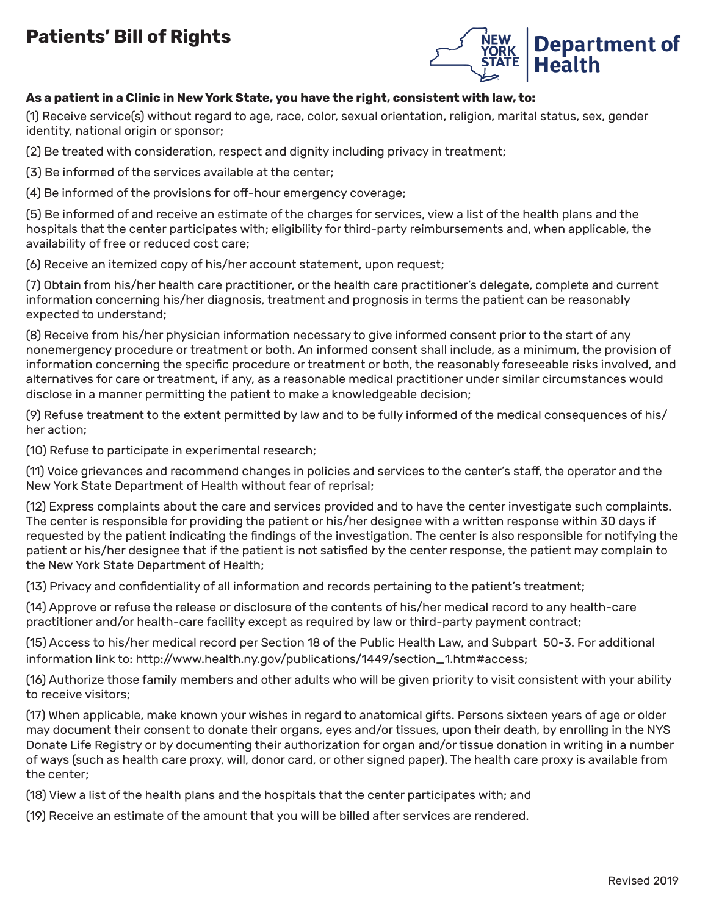# Patients' Bill of Rights

NEW YORK STATE | Department of Health

**As a patient in a Clinic in New York State, you have the right, consistent with law, to:**

(1) Receive service(s) without regard to age, race, color, sexual orientation, religion, marital status, sex, gender identity, national origin or sponsor;

(2) Be treated with consideration, respect and dignity including privacy in treatment;

(3) Be informed of the services available at the center;

(4) Be informed of the provisions for off-hour emergency coverage;

(5) Be informed of and receive an estimate of the charges for services, view a list of the health plans and the hospitals that the center participates with; eligibility for third-party reimbursements and, when applicable, the availability of free or reduced cost care;

(6) Receive an itemized copy of his/her account statement, upon request;

(7) Obtain from his/her health care practitioner, or the health care practitioner's delegate, complete and current information concerning his/her diagnosis, treatment and prognosis in terms the patient can be reasonably expected to understand;

(8) Receive from his/her physician information necessary to give informed consent prior to the start of any nonemergency procedure or treatment or both. An informed consent shall include, as a minimum, the provision of information concerning the specific procedure or treatment or both, the reasonably foreseeable risks involved, and alternatives for care or treatment, if any, as a reasonable medical practitioner under similar circumstances would disclose in a manner permitting the patient to make a knowledgeable decision;

(9) Refuse treatment to the extent permitted by law and to be fully informed of the medical consequences of his/her action;

(10) Refuse to participate in experimental research;

(11) Voice grievances and recommend changes in policies and services to the center's staff, the operator and the New York State Department of Health without fear of reprisal;

(12) Express complaints about the care and services provided and to have the center investigate such complaints. The center is responsible for providing the patient or his/her designee with a written response within 30 days if requested by the patient indicating the findings of the investigation. The center is also responsible for notifying the patient or his/her designee that if the patient is not satisfied by the center response, the patient may complain to the New York State Department of Health;

(13) Privacy and confidentiality of all information and records pertaining to the patient's treatment;

(14) Approve or refuse the release or disclosure of the contents of his/her medical record to any health-care practitioner and/or health-care facility except as required by law or third-party payment contract;

(15) Access to his/her medical record per Section 18 of the Public Health Law, and Subpart 50-3. For additional information link to: http://www.health.ny.gov/publications/1449/section_1.htm#access;

(16) Authorize those family members and other adults who will be given priority to visit consistent with your ability to receive visitors;

(17) When applicable, make known your wishes in regard to anatomical gifts. Persons sixteen years of age or older may document their consent to donate their organs, eyes and/or tissues, upon their death, by enrolling in the NYS Donate Life Registry or by documenting their authorization for organ and/or tissue donation in writing in a number of ways (such as health care proxy, will, donor card, or other signed paper). The health care proxy is available from the center;

(18) View a list of the health plans and the hospitals that the center participates with; and

(19) Receive an estimate of the amount that you will be billed after services are rendered.

Revised 2019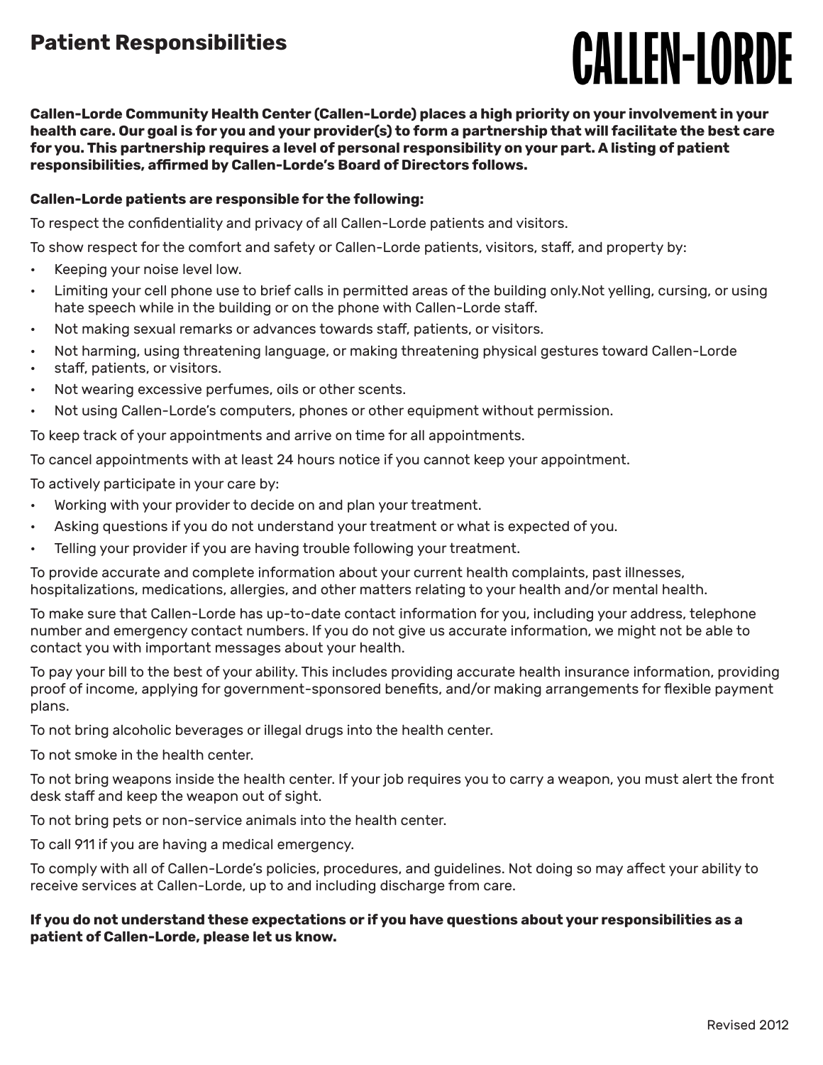## Patient Responsibilities

**CALLEN-LORDE**

**Callen-Lorde Community Health Center (Callen-Lorde) places a high priority on your involvement in your health care. Our goal is for you and your provider(s) to form a partnership that will facilitate the best care for you. This partnership requires a level of personal responsibility on your part. A listing of patient responsibilities, affirmed by Callen-Lorde's Board of Directors follows.**

**Callen-Lorde patients are responsible for the following:**

To respect the confidentiality and privacy of all Callen-Lorde patients and visitors.

To show respect for the comfort and safety or Callen-Lorde patients, visitors, staff, and property by:

- Keeping your noise level low.
- Limiting your cell phone use to brief calls in permitted areas of the building only.Not yelling, cursing, or using hate speech while in the building or on the phone with Callen-Lorde staff.
- Not making sexual remarks or advances towards staff, patients, or visitors.
- Not harming, using threatening language, or making threatening physical gestures toward Callen-Lorde
- staff, patients, or visitors.
- Not wearing excessive perfumes, oils or other scents.
- Not using Callen-Lorde's computers, phones or other equipment without permission.

To keep track of your appointments and arrive on time for all appointments.

To cancel appointments with at least 24 hours notice if you cannot keep your appointment.

To actively participate in your care by:

- Working with your provider to decide on and plan your treatment.
- Asking questions if you do not understand your treatment or what is expected of you.
- Telling your provider if you are having trouble following your treatment.

To provide accurate and complete information about your current health complaints, past illnesses, hospitalizations, medications, allergies, and other matters relating to your health and/or mental health.

To make sure that Callen-Lorde has up-to-date contact information for you, including your address, telephone number and emergency contact numbers. If you do not give us accurate information, we might not be able to contact you with important messages about your health.

To pay your bill to the best of your ability. This includes providing accurate health insurance information, providing proof of income, applying for government-sponsored benefits, and/or making arrangements for flexible payment plans.

To not bring alcoholic beverages or illegal drugs into the health center.

To not smoke in the health center.

To not bring weapons inside the health center. If your job requires you to carry a weapon, you must alert the front desk staff and keep the weapon out of sight.

To not bring pets or non-service animals into the health center.

To call 911 if you are having a medical emergency.

To comply with all of Callen-Lorde's policies, procedures, and guidelines. Not doing so may affect your ability to receive services at Callen-Lorde, up to and including discharge from care.

**If you do not understand these expectations or if you have questions about your responsibilities as a patient of Callen-Lorde, please let us know.**

Revised 2012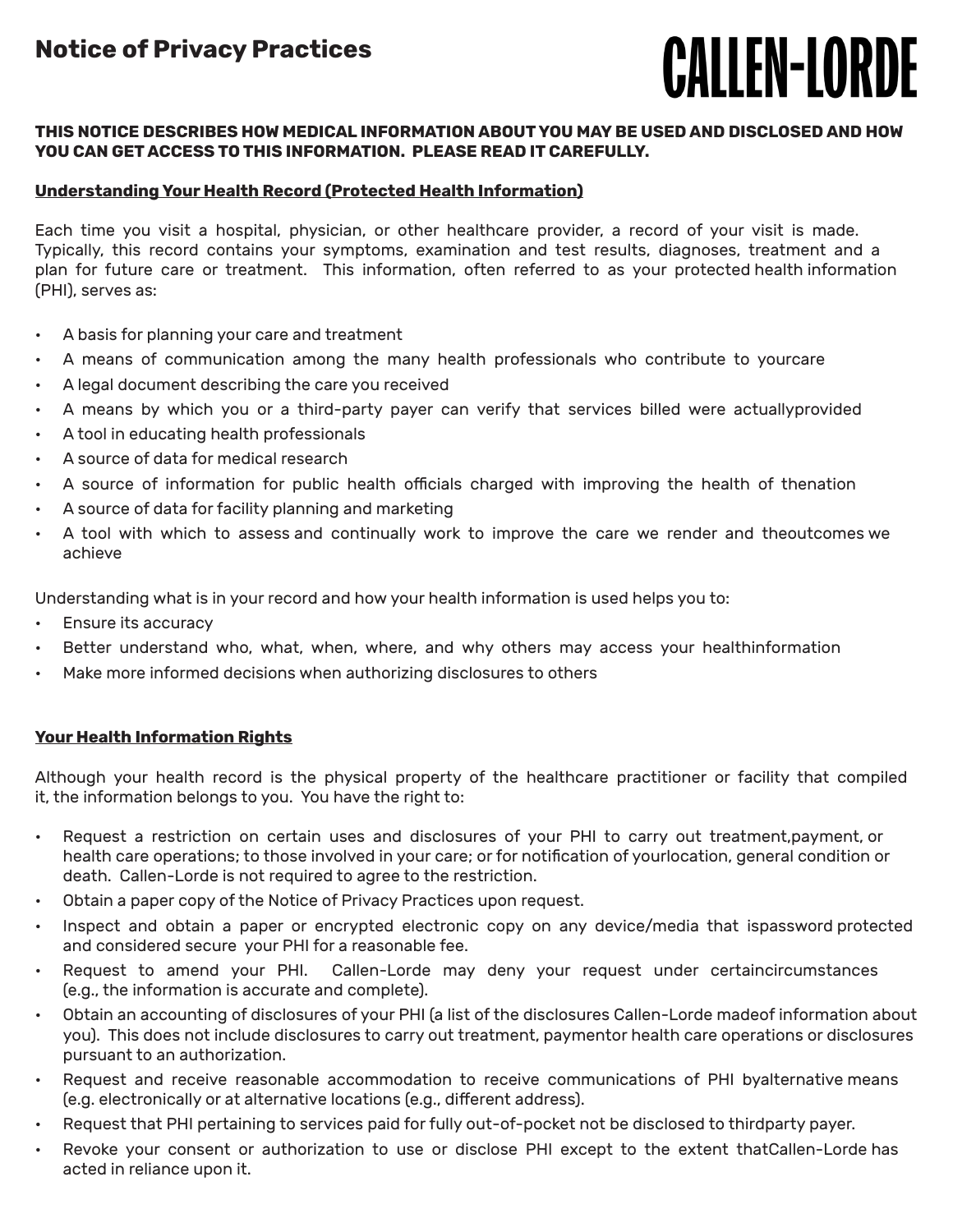# Notice of Privacy Practices

CALLEN-LORDE

**THIS NOTICE DESCRIBES HOW MEDICAL INFORMATION ABOUT YOU MAY BE USED AND DISCLOSED AND HOW YOU CAN GET ACCESS TO THIS INFORMATION. PLEASE READ IT CAREFULLY.**

## Understanding Your Health Record (Protected Health Information)

Each time you visit a hospital, physician, or other healthcare provider, a record of your visit is made. Typically, this record contains your symptoms, examination and test results, diagnoses, treatment and a plan for future care or treatment. This information, often referred to as your protected health information (PHI), serves as:

- A basis for planning your care and treatment
- A means of communication among the many health professionals who contribute to yourcare
- A legal document describing the care you received
- A means by which you or a third-party payer can verify that services billed were actuallyprovided
- A tool in educating health professionals
- A source of data for medical research
- A source of information for public health officials charged with improving the health of thenation
- A source of data for facility planning and marketing
- A tool with which to assess and continually work to improve the care we render and theoutcomes we achieve

Understanding what is in your record and how your health information is used helps you to:

- Ensure its accuracy
- Better understand who, what, when, where, and why others may access your healthinformation
- Make more informed decisions when authorizing disclosures to others

## Your Health Information Rights

Although your health record is the physical property of the healthcare practitioner or facility that compiled it, the information belongs to you. You have the right to:

- Request a restriction on certain uses and disclosures of your PHI to carry out treatment,payment, or health care operations; to those involved in your care; or for notification of yourlocation, general condition or death. Callen-Lorde is not required to agree to the restriction.
- Obtain a paper copy of the Notice of Privacy Practices upon request.
- Inspect and obtain a paper or encrypted electronic copy on any device/media that ispassword protected and considered secure your PHI for a reasonable fee.
- Request to amend your PHI. Callen-Lorde may deny your request under certaincircumstances (e.g., the information is accurate and complete).
- Obtain an accounting of disclosures of your PHI (a list of the disclosures Callen-Lorde madeof information about you). This does not include disclosures to carry out treatment, paymentor health care operations or disclosures pursuant to an authorization.
- Request and receive reasonable accommodation to receive communications of PHI byalternative means (e.g. electronically or at alternative locations (e.g., different address).
- Request that PHI pertaining to services paid for fully out-of-pocket not be disclosed to thirdparty payer.
- Revoke your consent or authorization to use or disclose PHI except to the extent thatCallen-Lorde has acted in reliance upon it.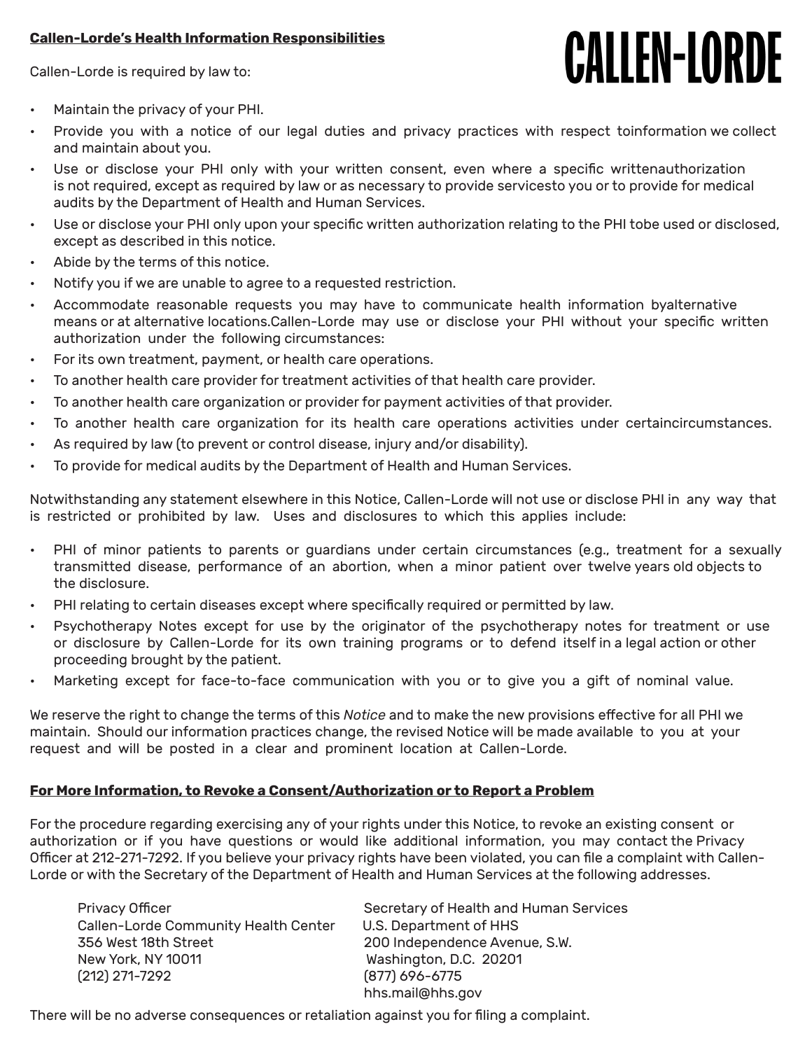**CALLEN-LORDE**

**Callen-Lorde's Health Information Responsibilities**

Callen-Lorde is required by law to:

- Maintain the privacy of your PHI.
- Provide you with a notice of our legal duties and privacy practices with respect toinformation we collect and maintain about you.
- Use or disclose your PHI only with your written consent, even where a specific writtenauthorization is not required, except as required by law or as necessary to provide servicesto you or to provide for medical audits by the Department of Health and Human Services.
- Use or disclose your PHI only upon your specific written authorization relating to the PHI tobe used or disclosed, except as described in this notice.
- Abide by the terms of this notice.
- Notify you if we are unable to agree to a requested restriction.
- Accommodate reasonable requests you may have to communicate health information byalternative means or at alternative locations.Callen-Lorde may use or disclose your PHI without your specific written authorization under the following circumstances:
- For its own treatment, payment, or health care operations.
- To another health care provider for treatment activities of that health care provider.
- To another health care organization or provider for payment activities of that provider.
- To another health care organization for its health care operations activities under certaincircumstances.
- As required by law (to prevent or control disease, injury and/or disability).
- To provide for medical audits by the Department of Health and Human Services.

Notwithstanding any statement elsewhere in this Notice, Callen-Lorde will not use or disclose PHI in any way that is restricted or prohibited by law. Uses and disclosures to which this applies include:

- PHI of minor patients to parents or guardians under certain circumstances (e.g., treatment for a sexually transmitted disease, performance of an abortion, when a minor patient over twelve years old objects to the disclosure.
- PHI relating to certain diseases except where specifically required or permitted by law.
- Psychotherapy Notes except for use by the originator of the psychotherapy notes for treatment or use or disclosure by Callen-Lorde for its own training programs or to defend itself in a legal action or other proceeding brought by the patient.
- Marketing except for face-to-face communication with you or to give you a gift of nominal value.

We reserve the right to change the terms of this *Notice* and to make the new provisions effective for all PHI we maintain. Should our information practices change, the revised Notice will be made available to you at your request and will be posted in a clear and prominent location at Callen-Lorde.

**For More Information, to Revoke a Consent/Authorization or to Report a Problem**

For the procedure regarding exercising any of your rights under this Notice, to revoke an existing consent or authorization or if you have questions or would like additional information, you may contact the Privacy Officer at 212-271-7292. If you believe your privacy rights have been violated, you can file a complaint with Callen-Lorde or with the Secretary of the Department of Health and Human Services at the following addresses.

Privacy Officer
Callen-Lorde Community Health Center
356 West 18th Street
New York, NY 10011
(212) 271-7292

Secretary of Health and Human Services
U.S. Department of HHS
200 Independence Avenue, S.W.
Washington, D.C. 20201
(877) 696-6775
hhs.mail@hhs.gov

There will be no adverse consequences or retaliation against you for filing a complaint.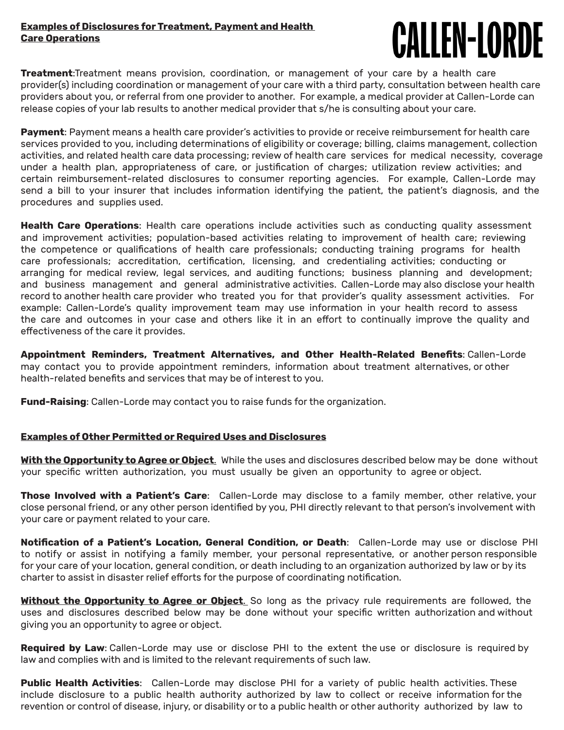**Examples of Disclosures for Treatment, Payment and Health Care Operations**

**Treatment**:Treatment means provision, coordination, or management of your care by a health care provider(s) including coordination or management of your care with a third party, consultation between health care providers about you, or referral from one provider to another. For example, a medical provider at Callen-Lorde can release copies of your lab results to another medical provider that s/he is consulting about your care.

**Payment**: Payment means a health care provider's activities to provide or receive reimbursement for health care services provided to you, including determinations of eligibility or coverage; billing, claims management, collection activities, and related health care data processing; review of health care services for medical necessity, coverage under a health plan, appropriateness of care, or justification of charges; utilization review activities; and certain reimbursement-related disclosures to consumer reporting agencies. For example, Callen-Lorde may send a bill to your insurer that includes information identifying the patient, the patient's diagnosis, and the procedures and supplies used.

**Health Care Operations**: Health care operations include activities such as conducting quality assessment and improvement activities; population-based activities relating to improvement of health care; reviewing the competence or qualifications of health care professionals; conducting training programs for health care professionals; accreditation, certification, licensing, and credentialing activities; conducting or arranging for medical review, legal services, and auditing functions; business planning and development; and business management and general administrative activities. Callen-Lorde may also disclose your health record to another health care provider who treated you for that provider's quality assessment activities. For example: Callen-Lorde's quality improvement team may use information in your health record to assess the care and outcomes in your case and others like it in an effort to continually improve the quality and effectiveness of the care it provides.

**Appointment Reminders, Treatment Alternatives, and Other Health-Related Benefits**: Callen-Lorde may contact you to provide appointment reminders, information about treatment alternatives, or other health-related benefits and services that may be of interest to you.

**Fund-Raising**: Callen-Lorde may contact you to raise funds for the organization.

**Examples of Other Permitted or Required Uses and Disclosures**

**With the Opportunity to Agree or Object**. While the uses and disclosures described below may be done without your specific written authorization, you must usually be given an opportunity to agree or object.

**Those Involved with a Patient's Care**: Callen-Lorde may disclose to a family member, other relative, your close personal friend, or any other person identified by you, PHI directly relevant to that person's involvement with your care or payment related to your care.

**Notification of a Patient's Location, General Condition, or Death**: Callen-Lorde may use or disclose PHI to notify or assist in notifying a family member, your personal representative, or another person responsible for your care of your location, general condition, or death including to an organization authorized by law or by its charter to assist in disaster relief efforts for the purpose of coordinating notification.

**Without the Opportunity to Agree or Object**. So long as the privacy rule requirements are followed, the uses and disclosures described below may be done without your specific written authorization and without giving you an opportunity to agree or object.

**Required by Law**: Callen-Lorde may use or disclose PHI to the extent the use or disclosure is required by law and complies with and is limited to the relevant requirements of such law.

**Public Health Activities**: Callen-Lorde may disclose PHI for a variety of public health activities. These include disclosure to a public health authority authorized by law to collect or receive information for the revention or control of disease, injury, or disability or to a public health or other authority authorized by law to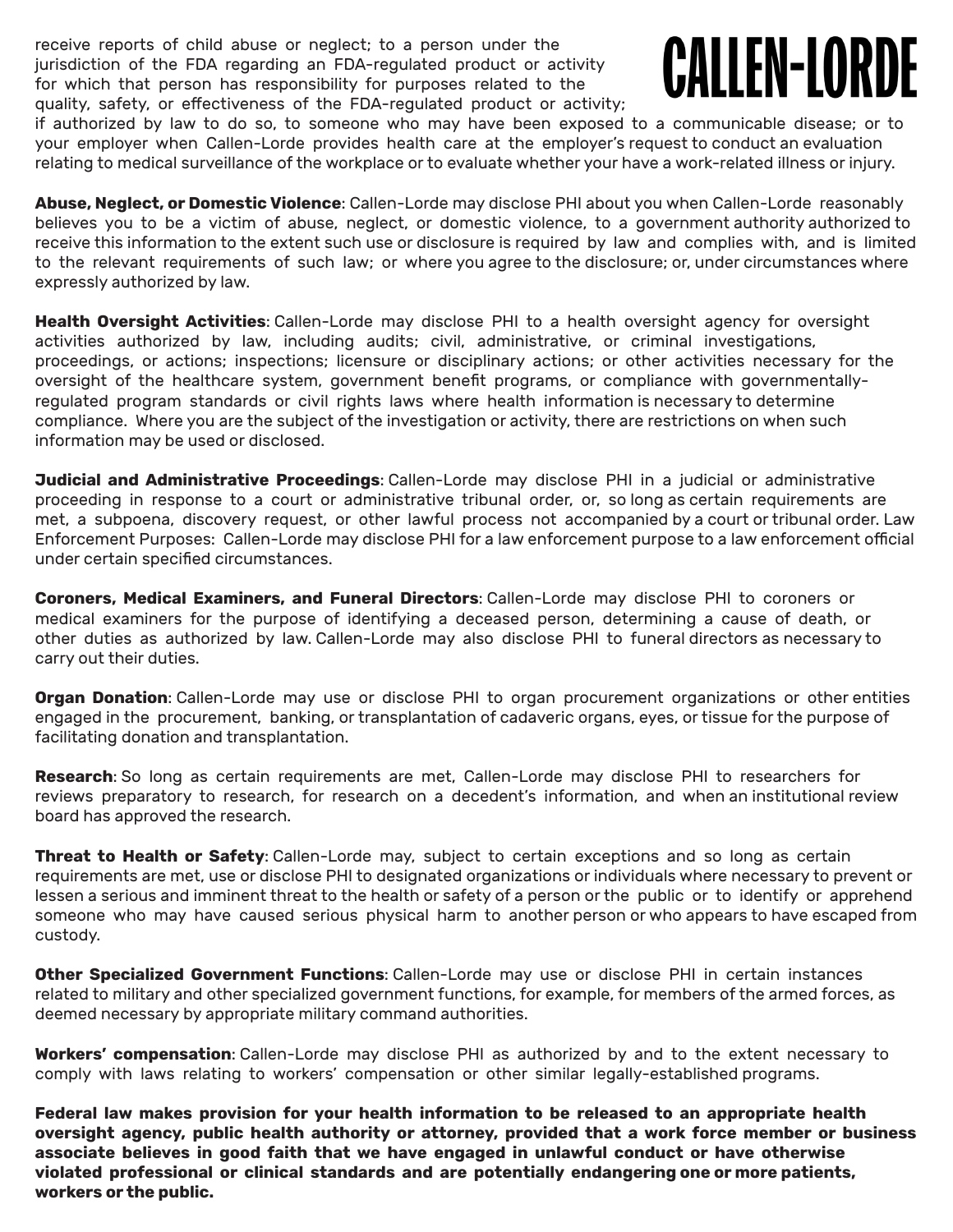receive reports of child abuse or neglect; to a person under the jurisdiction of the FDA regarding an FDA-regulated product or activity for which that person has responsibility for purposes related to the quality, safety, or effectiveness of the FDA-regulated product or activity; if authorized by law to do so, to someone who may have been exposed to a communicable disease; or to your employer when Callen-Lorde provides health care at the employer's request to conduct an evaluation relating to medical surveillance of the workplace or to evaluate whether your have a work-related illness or injury.

**Abuse, Neglect, or Domestic Violence**: Callen-Lorde may disclose PHI about you when Callen-Lorde reasonably believes you to be a victim of abuse, neglect, or domestic violence, to a government authority authorized to receive this information to the extent such use or disclosure is required by law and complies with, and is limited to the relevant requirements of such law; or where you agree to the disclosure; or, under circumstances where expressly authorized by law.

**Health Oversight Activities**: Callen-Lorde may disclose PHI to a health oversight agency for oversight activities authorized by law, including audits; civil, administrative, or criminal investigations, proceedings, or actions; inspections; licensure or disciplinary actions; or other activities necessary for the oversight of the healthcare system, government benefit programs, or compliance with governmentally-regulated program standards or civil rights laws where health information is necessary to determine compliance. Where you are the subject of the investigation or activity, there are restrictions on when such information may be used or disclosed.

**Judicial and Administrative Proceedings**: Callen-Lorde may disclose PHI in a judicial or administrative proceeding in response to a court or administrative tribunal order, or, so long as certain requirements are met, a subpoena, discovery request, or other lawful process not accompanied by a court or tribunal order. Law Enforcement Purposes: Callen-Lorde may disclose PHI for a law enforcement purpose to a law enforcement official under certain specified circumstances.

**Coroners, Medical Examiners, and Funeral Directors**: Callen-Lorde may disclose PHI to coroners or medical examiners for the purpose of identifying a deceased person, determining a cause of death, or other duties as authorized by law. Callen-Lorde may also disclose PHI to funeral directors as necessary to carry out their duties.

**Organ Donation**: Callen-Lorde may use or disclose PHI to organ procurement organizations or other entities engaged in the procurement, banking, or transplantation of cadaveric organs, eyes, or tissue for the purpose of facilitating donation and transplantation.

**Research**: So long as certain requirements are met, Callen-Lorde may disclose PHI to researchers for reviews preparatory to research, for research on a decedent's information, and when an institutional review board has approved the research.

**Threat to Health or Safety**: Callen-Lorde may, subject to certain exceptions and so long as certain requirements are met, use or disclose PHI to designated organizations or individuals where necessary to prevent or lessen a serious and imminent threat to the health or safety of a person or the public or to identify or apprehend someone who may have caused serious physical harm to another person or who appears to have escaped from custody.

**Other Specialized Government Functions**: Callen-Lorde may use or disclose PHI in certain instances related to military and other specialized government functions, for example, for members of the armed forces, as deemed necessary by appropriate military command authorities.

**Workers' compensation**: Callen-Lorde may disclose PHI as authorized by and to the extent necessary to comply with laws relating to workers' compensation or other similar legally-established programs.

**Federal law makes provision for your health information to be released to an appropriate health oversight agency, public health authority or attorney, provided that a work force member or business associate believes in good faith that we have engaged in unlawful conduct or have otherwise violated professional or clinical standards and are potentially endangering one or more patients, workers or the public.**